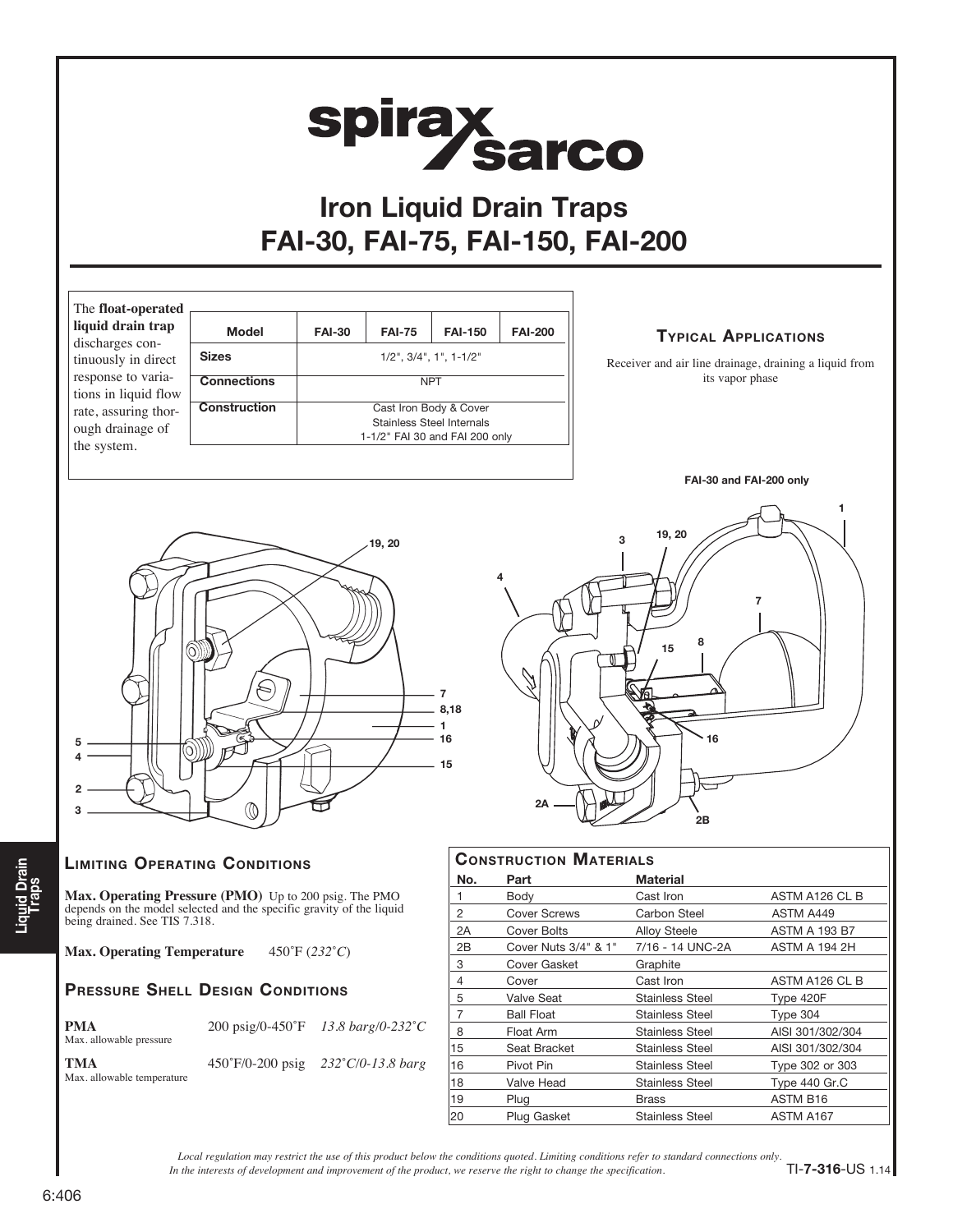# Iron Liquid Drain Traps
# FAI-30, FAI-75, FAI-150, FAI-200

The **float-operated liquid drain trap** discharges continuously in direct response to variations in liquid flow rate, assuring thorough drainage of the system.

| Model | FAI-30 | FAI-75 | FAI-150 | FAI-200 |
|---|---|---|---|---|
| **Sizes** | 1/2", 3/4", 1", 1-1/2" | | | |
| **Connections** | NPT | | | |
| **Construction** | Cast Iron Body & Cover<br>Stainless Steel Internals<br>1-1/2" FAI 30 and FAI 200 only | | | |

## Typical Applications

Receiver and air line drainage, draining a liquid from its vapor phase

FAI-30 and FAI-200 only

## Limiting Operating Conditions

**Max. Operating Pressure (PMO)** Up to 200 psig. The PMO depends on the model selected and the specific gravity of the liquid being drained. See TIS 7.318.

**Max. Operating Temperature** 450˚F (*232˚C*)

## Pressure Shell Design Conditions

| | | |
|---|---|---|
| **PMA**<br>Max. allowable pressure | 200 psig/0-450˚F | *13.8 barg/0-232˚C* |
| **TMA**<br>Max. allowable temperature | 450˚F/0-200 psig | *232˚C/0-13.8 barg* |

## Construction Materials

| No. | Part | Material | |
|---|---|---|---|
| 1 | Body | Cast Iron | ASTM A126 CL B |
| 2 | Cover Screws | Carbon Steel | ASTM A449 |
| 2A | Cover Bolts | Alloy Steele | ASTM A 193 B7 |
| 2B | Cover Nuts 3/4" & 1" | 7/16 - 14 UNC-2A | ASTM A 194 2H |
| 3 | Cover Gasket | Graphite | |
| 4 | Cover | Cast Iron | ASTM A126 CL B |
| 5 | Valve Seat | Stainless Steel | Type 420F |
| 7 | Ball Float | Stainless Steel | Type 304 |
| 8 | Float Arm | Stainless Steel | AISI 301/302/304 |
| 15 | Seat Bracket | Stainless Steel | AISI 301/302/304 |
| 16 | Pivot Pin | Stainless Steel | Type 302 or 303 |
| 18 | Valve Head | Stainless Steel | Type 440 Gr.C |
| 19 | Plug | Brass | ASTM B16 |
| 20 | Plug Gasket | Stainless Steel | ASTM A167 |

*Local regulation may restrict the use of this product below the conditions quoted. Limiting conditions refer to standard connections only.*
*In the interests of development and improvement of the product, we reserve the right to change the specification.*

TI-7-316-US 1.14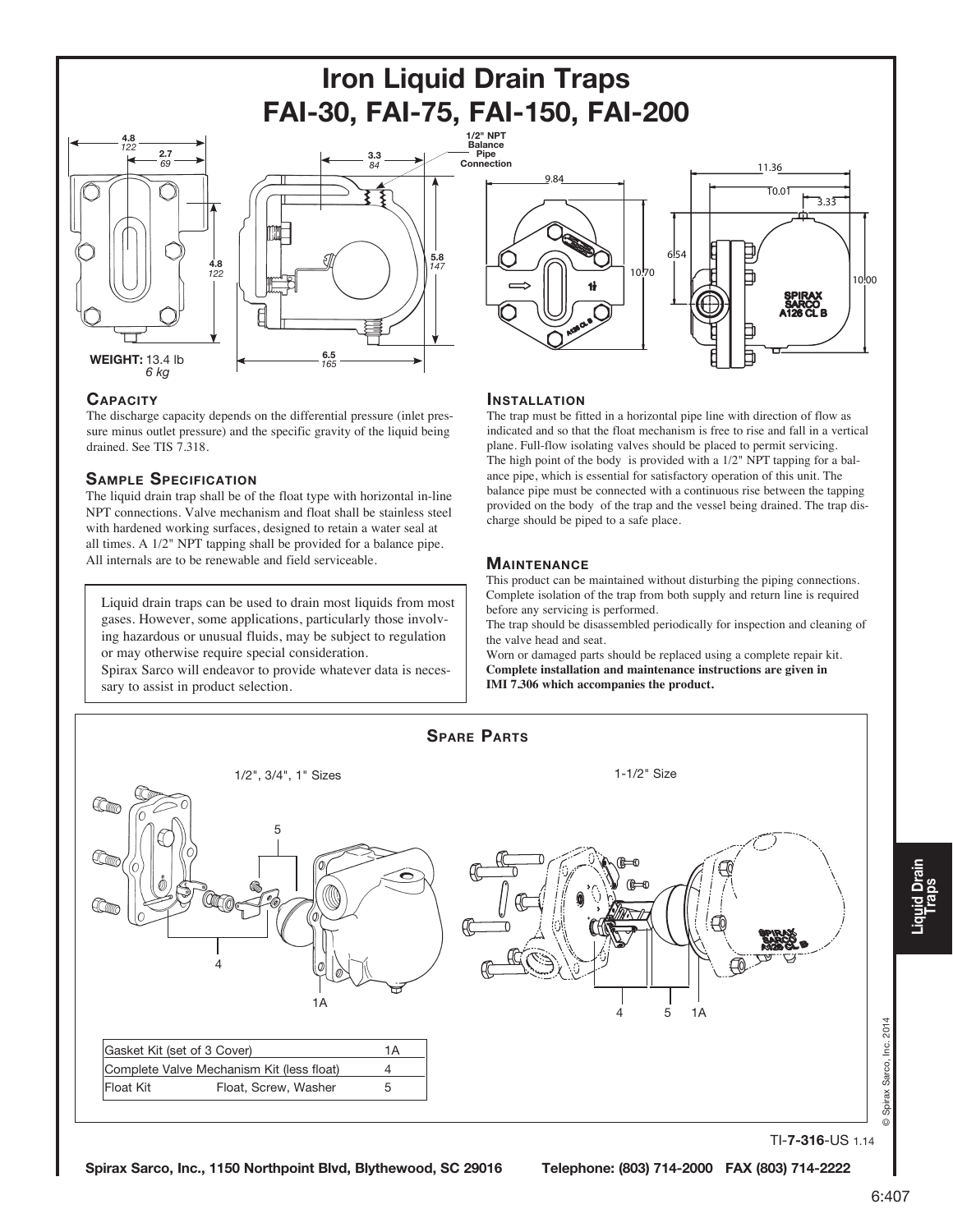# Iron Liquid Drain Traps
# FAI-30, FAI-75, FAI-150, FAI-200

4.8
122
2.7
69
3.3
84
1/2" NPT Balance Pipe Connection
4.8
122
5.8
147
6.5
165
9.84
10.70
11.36
10.01
3.33
6.54
10.00

**WEIGHT:** 13.4 lb
*6 kg*

## Capacity

The discharge capacity depends on the differential pressure (inlet pressure minus outlet pressure) and the specific gravity of the liquid being drained. See TIS 7.318.

## Sample Specification

The liquid drain trap shall be of the float type with horizontal in-line NPT connections. Valve mechanism and float shall be stainless steel with hardened working surfaces, designed to retain a water seal at all times. A 1/2" NPT tapping shall be provided for a balance pipe. All internals are to be renewable and field serviceable.

> Liquid drain traps can be used to drain most liquids from most gases. However, some applications, particularly those involving hazardous or unusual fluids, may be subject to regulation or may otherwise require special consideration.
> Spirax Sarco will endeavor to provide whatever data is necessary to assist in product selection.

## Installation

The trap must be fitted in a horizontal pipe line with direction of flow as indicated and so that the float mechanism is free to rise and fall in a vertical plane. Full-flow isolating valves should be placed to permit servicing.
The high point of the body is provided with a 1/2" NPT tapping for a balance pipe, which is essential for satisfactory operation of this unit. The balance pipe must be connected with a continuous rise between the tapping provided on the body of the trap and the vessel being drained. The trap discharge should be piped to a safe place.

## Maintenance

This product can be maintained without disturbing the piping connections. Complete isolation of the trap from both supply and return line is required before any servicing is performed.
The trap should be disassembled periodically for inspection and cleaning of the valve head and seat.
Worn or damaged parts should be replaced using a complete repair kit.
**Complete installation and maintenance instructions are given in IMI 7.306 which accompanies the product.**

## Spare Parts

1/2", 3/4", 1" Sizes

1-1/2" Size

| | | |
|---|---|---|
| Gasket Kit (set of 3 Cover) | | 1A |
| Complete Valve Mechanism Kit (less float) | | 4 |
| Float Kit | Float, Screw, Washer | 5 |

TI-**7-316**-US 1.14

© Spirax Sarco, Inc. 2014

**Spirax Sarco, Inc., 1150 Northpoint Blvd, Blythewood, SC 29016    Telephone: (803) 714-2000  FAX (803) 714-2222**